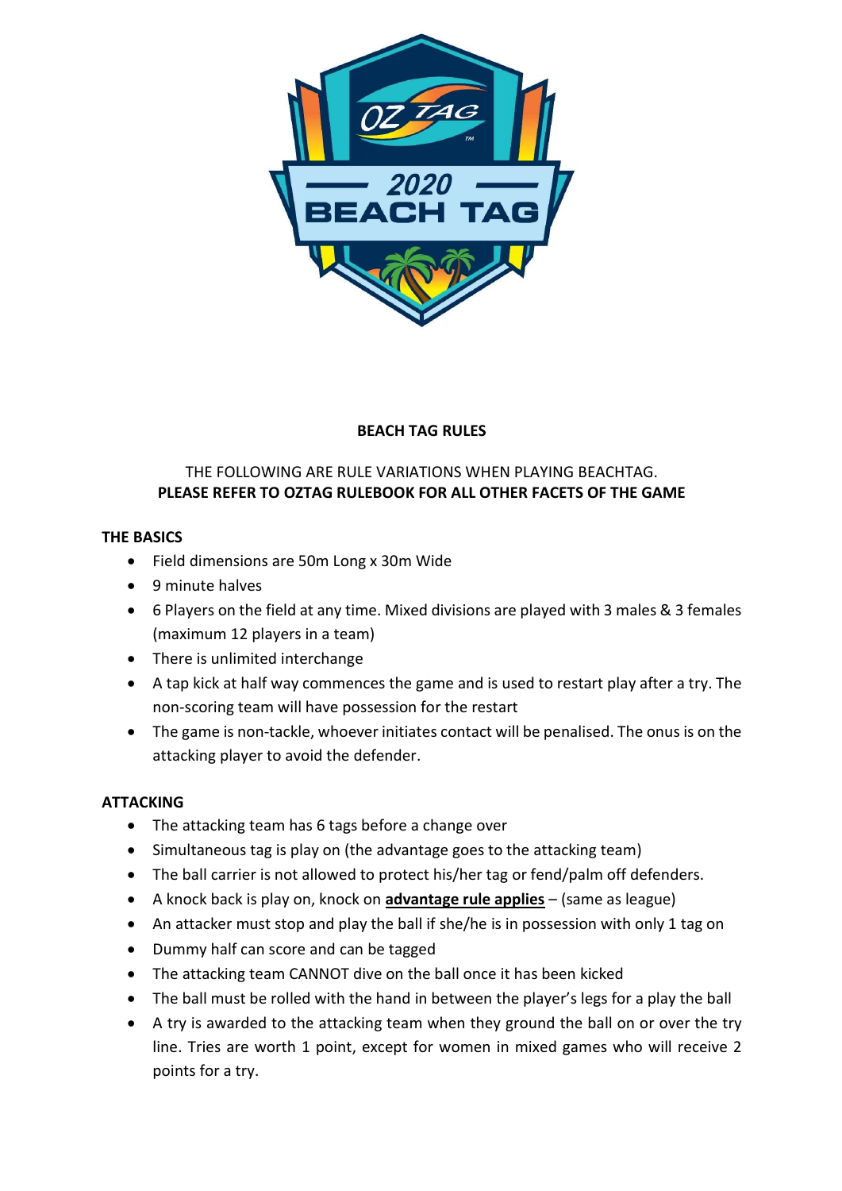# BEACH TAG RULES

THE FOLLOWING ARE RULE VARIATIONS WHEN PLAYING BEACHTAG.
**PLEASE REFER TO OZTAG RULEBOOK FOR ALL OTHER FACETS OF THE GAME**

## THE BASICS

- Field dimensions are 50m Long x 30m Wide
- 9 minute halves
- 6 Players on the field at any time. Mixed divisions are played with 3 males & 3 females (maximum 12 players in a team)
- There is unlimited interchange
- A tap kick at half way commences the game and is used to restart play after a try. The non-scoring team will have possession for the restart
- The game is non-tackle, whoever initiates contact will be penalised. The onus is on the attacking player to avoid the defender.

## ATTACKING

- The attacking team has 6 tags before a change over
- Simultaneous tag is play on (the advantage goes to the attacking team)
- The ball carrier is not allowed to protect his/her tag or fend/palm off defenders.
- A knock back is play on, knock on **advantage rule applies** – (same as league)
- An attacker must stop and play the ball if she/he is in possession with only 1 tag on
- Dummy half can score and can be tagged
- The attacking team CANNOT dive on the ball once it has been kicked
- The ball must be rolled with the hand in between the player's legs for a play the ball
- A try is awarded to the attacking team when they ground the ball on or over the try line. Tries are worth 1 point, except for women in mixed games who will receive 2 points for a try.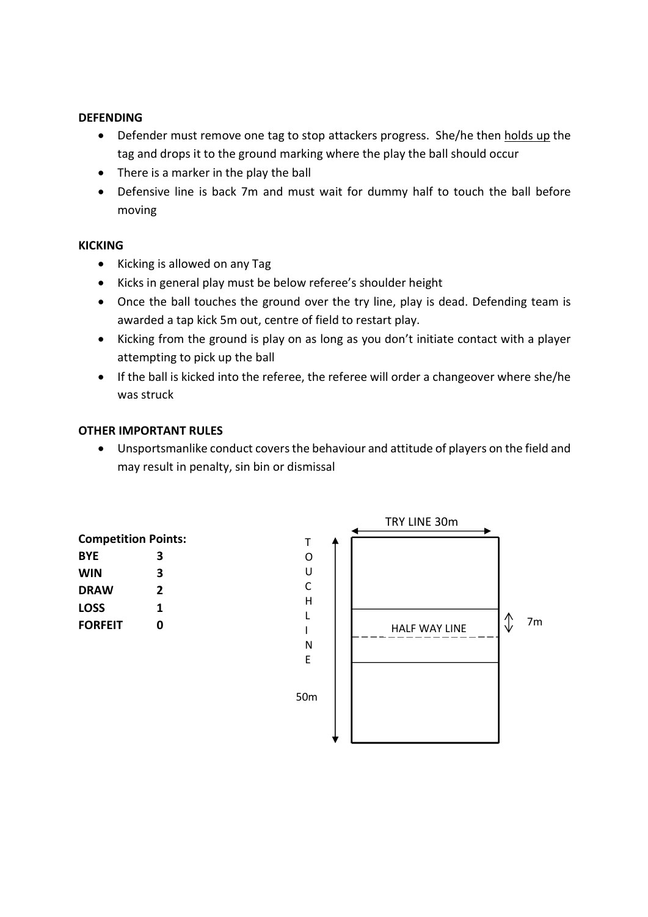**DEFENDING**

- Defender must remove one tag to stop attackers progress. She/he then holds up the tag and drops it to the ground marking where the play the ball should occur
- There is a marker in the play the ball
- Defensive line is back 7m and must wait for dummy half to touch the ball before moving

**KICKING**

- Kicking is allowed on any Tag
- Kicks in general play must be below referee's shoulder height
- Once the ball touches the ground over the try line, play is dead. Defending team is awarded a tap kick 5m out, centre of field to restart play.
- Kicking from the ground is play on as long as you don't initiate contact with a player attempting to pick up the ball
- If the ball is kicked into the referee, the referee will order a changeover where she/he was struck

**OTHER IMPORTANT RULES**

- Unsportsmanlike conduct covers the behaviour and attitude of players on the field and may result in penalty, sin bin or dismissal

**Competition Points:**

| | |
|---|---|
| **BYE** | **3** |
| **WIN** | **3** |
| **DRAW** | **2** |
| **LOSS** | **1** |
| **FORFEIT** | **0** |

TRY LINE 30m

TOUCHLINE

50m

HALF WAY LINE

7m